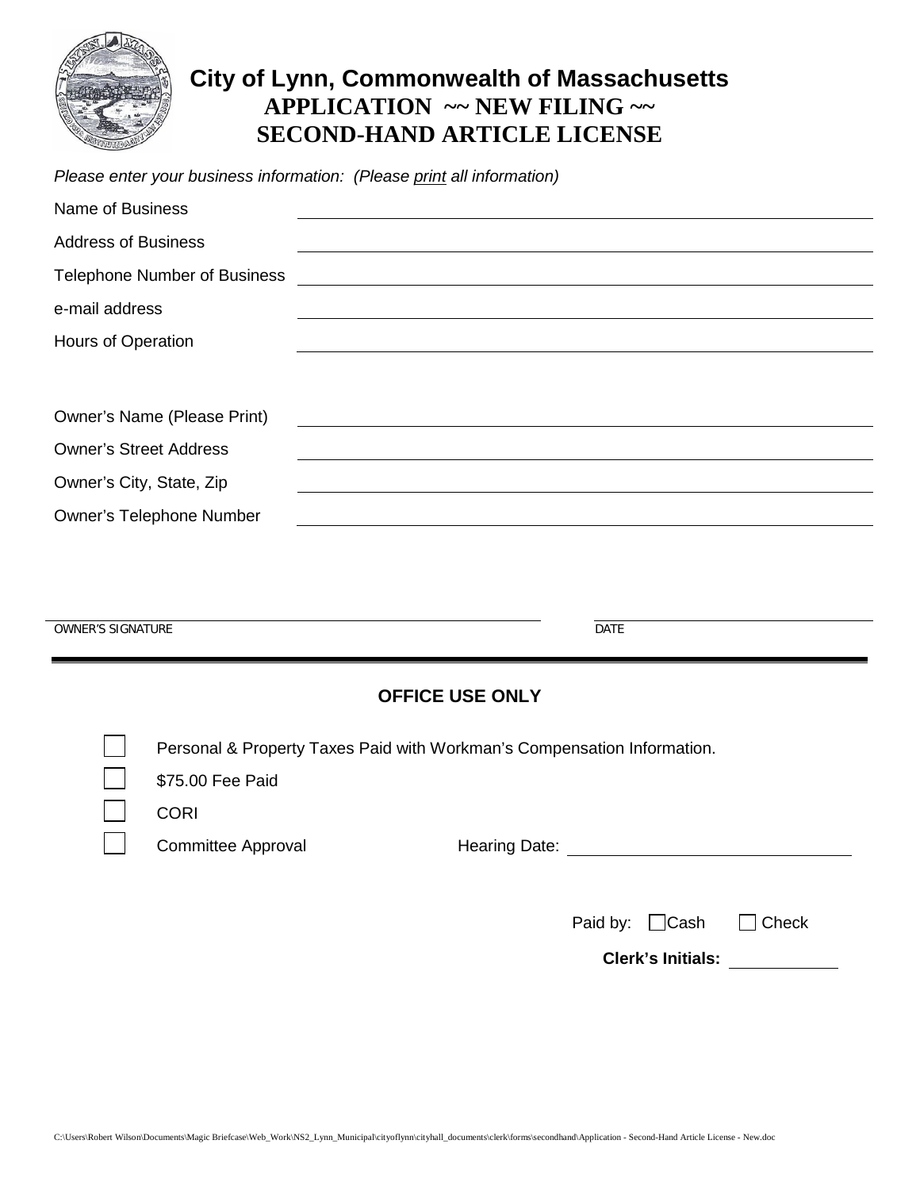# City of Lynn, Commonwealth of Massachusetts

## APPLICATION ~~ NEW FILING ~~
## SECOND-HAND ARTICLE LICENSE

*Please enter your business information: (Please print all information)*

Name of Business ______________________________

Address of Business ______________________________

Telephone Number of Business ______________________________

e-mail address ______________________________

Hours of Operation ______________________________

Owner's Name (Please Print) ______________________________

Owner's Street Address ______________________________

Owner's City, State, Zip ______________________________

Owner's Telephone Number ______________________________

______________________________ ______________________________
OWNER'S SIGNATURE DATE

---

### OFFICE USE ONLY

- [ ] Personal & Property Taxes Paid with Workman's Compensation Information.
- [ ] $75.00 Fee Paid
- [ ] CORI
- [ ] Committee Approval Hearing Date: ______________________________

Paid by: [ ] Cash [ ] Check

**Clerk's Initials:** ____________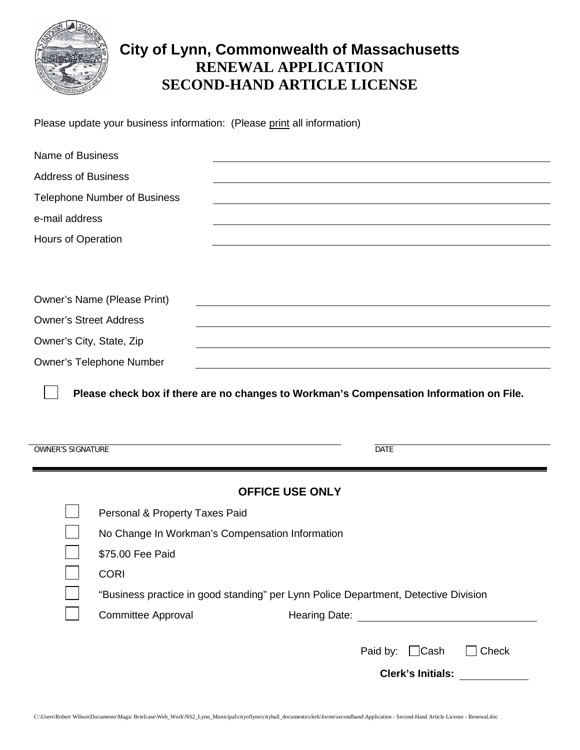# City of Lynn, Commonwealth of Massachusetts

## RENEWAL APPLICATION

## SECOND-HAND ARTICLE LICENSE

Please update your business information: (Please print all information)

Name of Business \_\_\_\_\_\_\_\_\_\_\_\_\_\_\_\_\_\_\_\_\_\_\_\_\_\_\_\_\_\_\_\_\_\_\_\_\_\_\_\_

Address of Business \_\_\_\_\_\_\_\_\_\_\_\_\_\_\_\_\_\_\_\_\_\_\_\_\_\_\_\_\_\_\_\_\_\_\_\_\_\_\_\_

Telephone Number of Business \_\_\_\_\_\_\_\_\_\_\_\_\_\_\_\_\_\_\_\_\_\_\_\_\_\_\_\_\_\_\_\_\_\_\_\_\_\_\_\_

e-mail address \_\_\_\_\_\_\_\_\_\_\_\_\_\_\_\_\_\_\_\_\_\_\_\_\_\_\_\_\_\_\_\_\_\_\_\_\_\_\_\_

Hours of Operation \_\_\_\_\_\_\_\_\_\_\_\_\_\_\_\_\_\_\_\_\_\_\_\_\_\_\_\_\_\_\_\_\_\_\_\_\_\_\_\_

Owner's Name (Please Print) \_\_\_\_\_\_\_\_\_\_\_\_\_\_\_\_\_\_\_\_\_\_\_\_\_\_\_\_\_\_\_\_\_\_\_\_\_\_\_\_

Owner's Street Address \_\_\_\_\_\_\_\_\_\_\_\_\_\_\_\_\_\_\_\_\_\_\_\_\_\_\_\_\_\_\_\_\_\_\_\_\_\_\_\_

Owner's City, State, Zip \_\_\_\_\_\_\_\_\_\_\_\_\_\_\_\_\_\_\_\_\_\_\_\_\_\_\_\_\_\_\_\_\_\_\_\_\_\_\_\_

Owner's Telephone Number \_\_\_\_\_\_\_\_\_\_\_\_\_\_\_\_\_\_\_\_\_\_\_\_\_\_\_\_\_\_\_\_\_\_\_\_\_\_\_\_

☐ **Please check box if there are no changes to Workman's Compensation Information on File.**

\_\_\_\_\_\_\_\_\_\_\_\_\_\_\_\_\_\_\_\_\_\_\_\_\_\_\_\_\_\_\_\_\_\_\_\_\_\_\_\_ \_\_\_\_\_\_\_\_\_\_\_\_\_\_\_\_\_\_\_\_

OWNER'S SIGNATURE DATE

---

### OFFICE USE ONLY

☐ Personal & Property Taxes Paid

☐ No Change In Workman's Compensation Information

☐ $75.00 Fee Paid

☐ CORI

☐ "Business practice in good standing" per Lynn Police Department, Detective Division

☐ Committee Approval Hearing Date: \_\_\_\_\_\_\_\_\_\_\_\_\_\_\_\_\_\_\_\_

Paid by: ☐ Cash ☐ Check

**Clerk's Initials:** \_\_\_\_\_\_\_\_\_\_

C:\Users\Robert Wilson\Documents\Magic Briefcase\Web_Work\NS2_Lynn_Municipal\cityoflynn\cityhall_documents\clerk\forms\secondhand\Application - Second-Hand Article License - Renewal.doc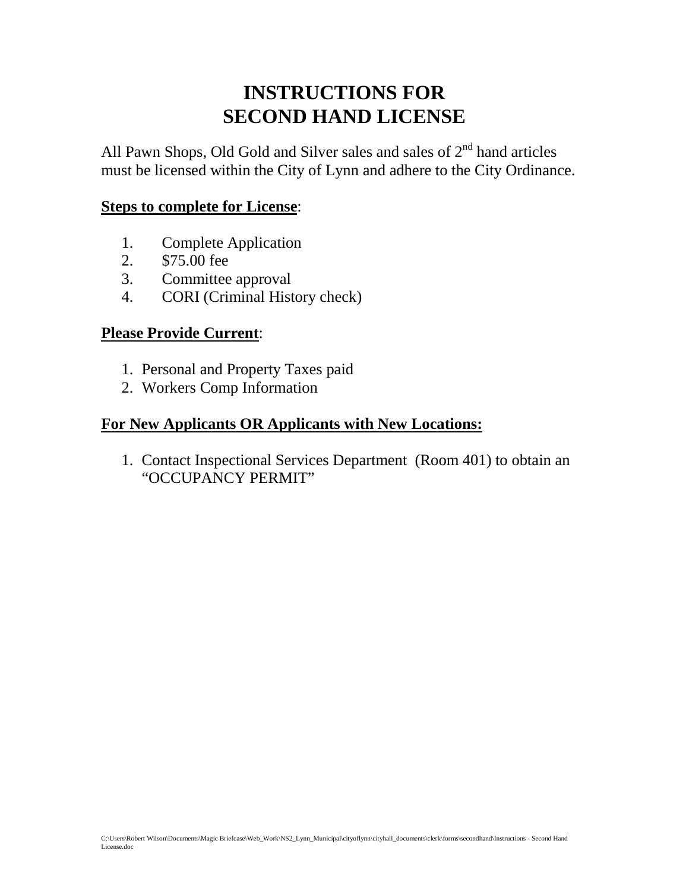# INSTRUCTIONS FOR SECOND HAND LICENSE

All Pawn Shops, Old Gold and Silver sales and sales of 2nd hand articles must be licensed within the City of Lynn and adhere to the City Ordinance.

**Steps to complete for License**:

1. Complete Application
2. $75.00 fee
3. Committee approval
4. CORI (Criminal History check)

**Please Provide Current**:

1. Personal and Property Taxes paid
2. Workers Comp Information

**For New Applicants OR Applicants with New Locations:**

1. Contact Inspectional Services Department (Room 401) to obtain an "OCCUPANCY PERMIT"

C:\Users\Robert Wilson\Documents\Magic Briefcase\Web_Work\NS2_Lynn_Municipal\cityoflynn\cityhall_documents\clerk\forms\secondhand\Instructions - Second Hand License.doc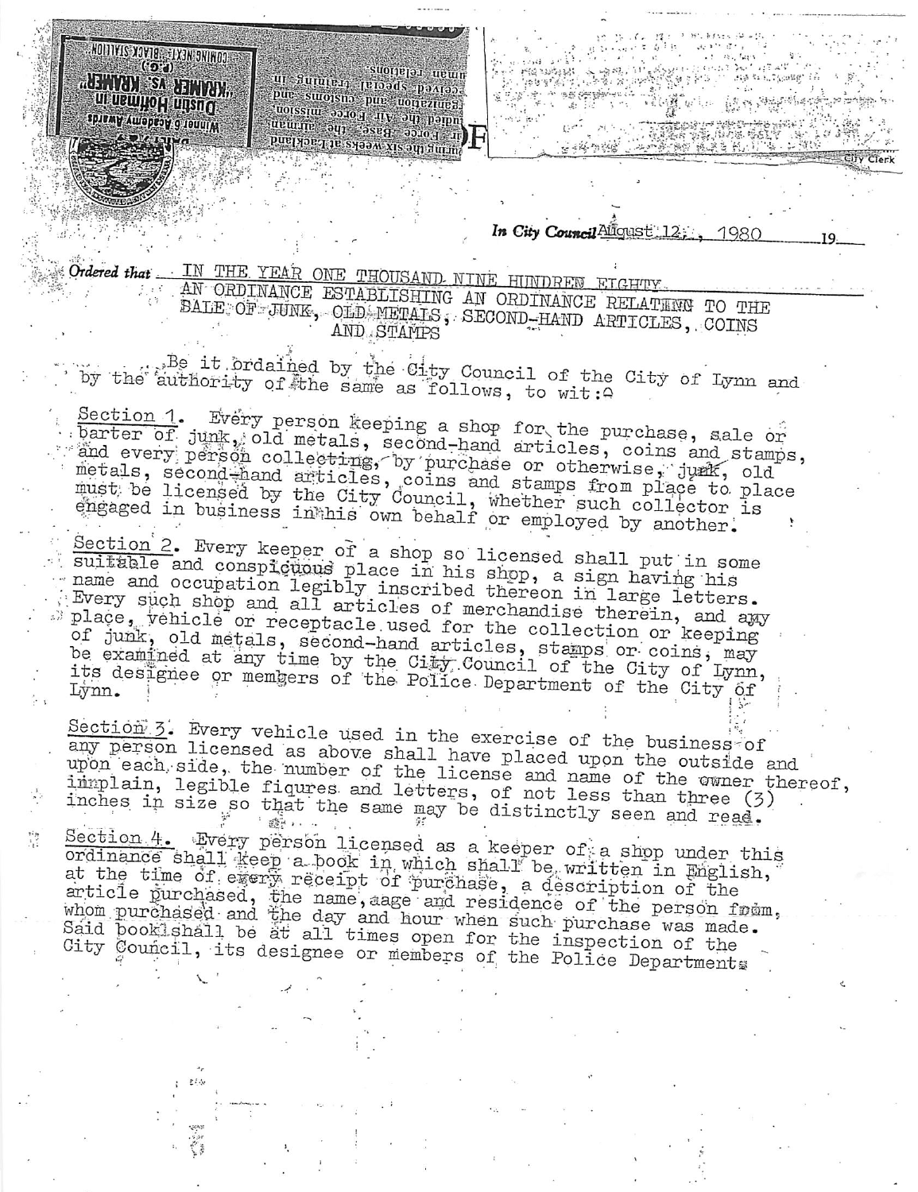In City Council August 12, 1980

*Ordered that* IN THE YEAR ONE THOUSAND NINE HUNDRED EIGHTY AN ORDINANCE ESTABLISHING AN ORDINANCE RELATING TO THE SALE OF JUNK, OLD METALS, SECOND-HAND ARTICLES, COINS AND STAMPS

Be it ordained by the City Council of the City of Lynn and by the authority of the same as follows, to wit:

Section 1. Every person keeping a shop for the purchase, sale or barter of junk, old metals, second-hand articles, coins and stamps, and every person collecting, by purchase or otherwise, junk, old metals, second-hand articles, coins and stamps from place to place must be licensed by the City Council, whether such collector is engaged in business in his own behalf or employed by another.

Section 2. Every keeper of a shop so licensed shall put in some suitable and conspicuous place in his shop, a sign having his name and occupation legibly inscribed thereon in large letters. Every such shop and all articles of merchandise therein, and any place, vehicle or receptacle used for the collection or keeping of junk, old metals, second-hand articles, stamps or coins, may be examined at any time by the City Council of the City of Lynn, its designee or members of the Police Department of the City of Lynn.

Section 3. Every vehicle used in the exercise of the business of any person licensed as above shall have placed upon the outside and upon each side, the number of the license and name of the owner thereof, in plain, legible figures and letters, of not less than three (3) inches in size so that the same may be distinctly seen and read.

Section 4. Every person licensed as a keeper of a shop under this ordinance shall keep a book in which shall be written in English, at the time of every receipt of purchase, a description of the article purchased, the name, age and residence of the person from whom purchased and the day and hour when such purchase was made. Said book shall be at all times open for the inspection of the City Council, its designee or members of the Police Departments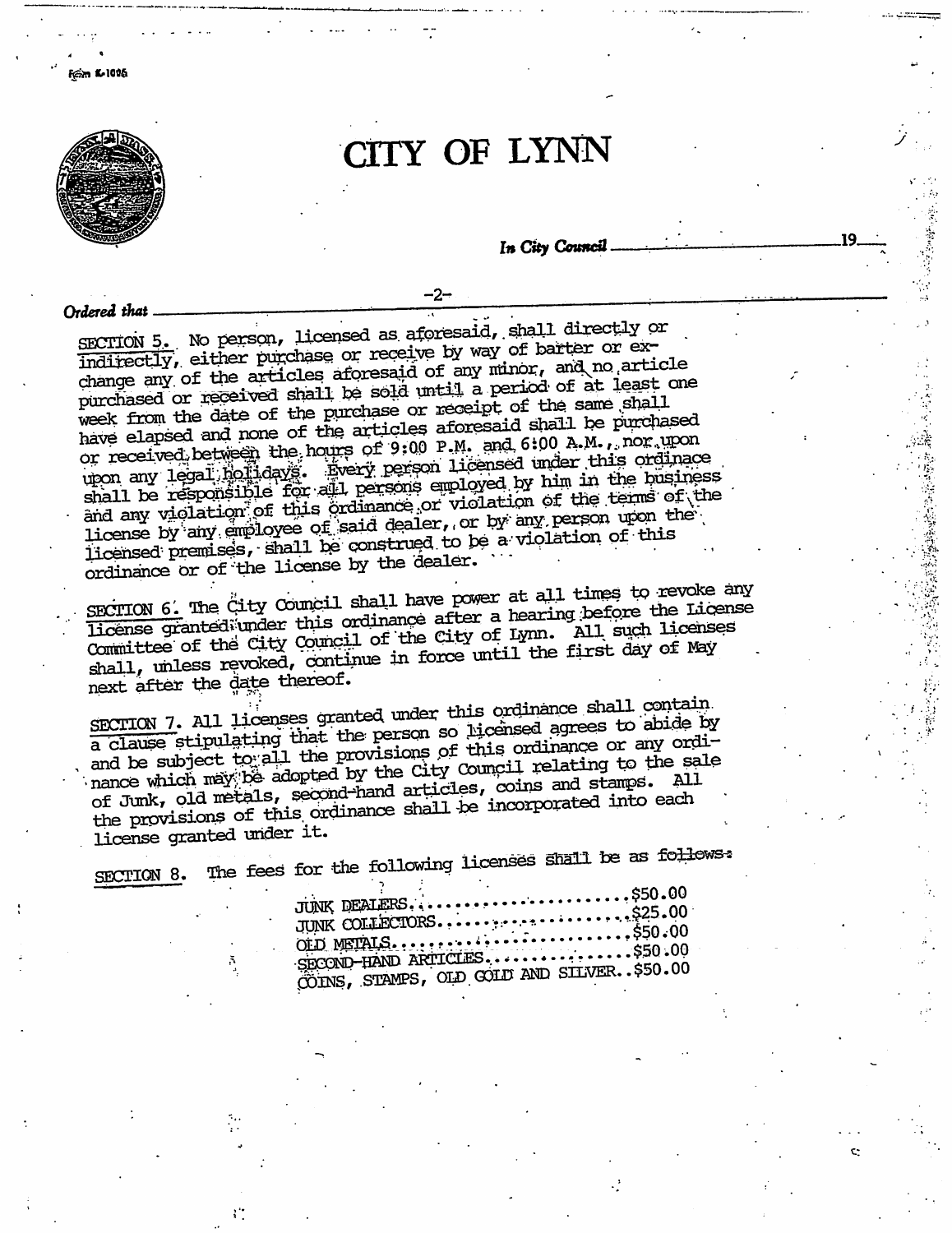Form E-1006

# CITY OF LYNN

*In City Council* ______________________ 19___

-2-

*Ordered that*

SECTION 5. No person, licensed as aforesaid, shall directly or indirectly, either purchase or receive by way of barter or exchange any of the articles aforesaid of any minor, and no article purchased or received shall be sold until a period of at least one week from the date of the purchase or receipt of the same shall have elapsed and none of the articles aforesaid shall be purchased or received between the hours of 9:00 P.M. and 6:00 A.M., nor upon upon any legal holidays. Every person licensed under this ordinace shall be responsible for all persons employed by him in the business and any violation of this ordinance or violation of the terms of the license by any employee of said dealer, or by any person upon the licensed premises, shall be construed to be a violation of this ordinance or of the license by the dealer.

SECTION 6. The City Council shall have power at all times to revoke any license granted under this ordinance after a hearing before the License Committee of the City Council of the City of Lynn. All such licenses shall, unless revoked, continue in force until the first day of May next after the date thereof.

SECTION 7. All licenses granted under this ordinance shall contain a clause stipulating that the person so licensed agrees to abide by and be subject to all the provisions of this ordinance or any ordinance which may be adopted by the City Council relating to the sale of Junk, old metals, second-hand articles, coins and stamps. All the provisions of this ordinance shall be incorporated into each license granted under it.

SECTION 8. The fees for the following licenses shall be as follows:

| | |
|---|---|
| JUNK DEALERS | $50.00 |
| JUNK COLLECTORS | $25.00 |
| OLD METALS | $50.00 |
| SECOND-HAND ARTICLES | $50.00 |
| COINS, STAMPS, OLD GOLD AND SILVER | $50.00 |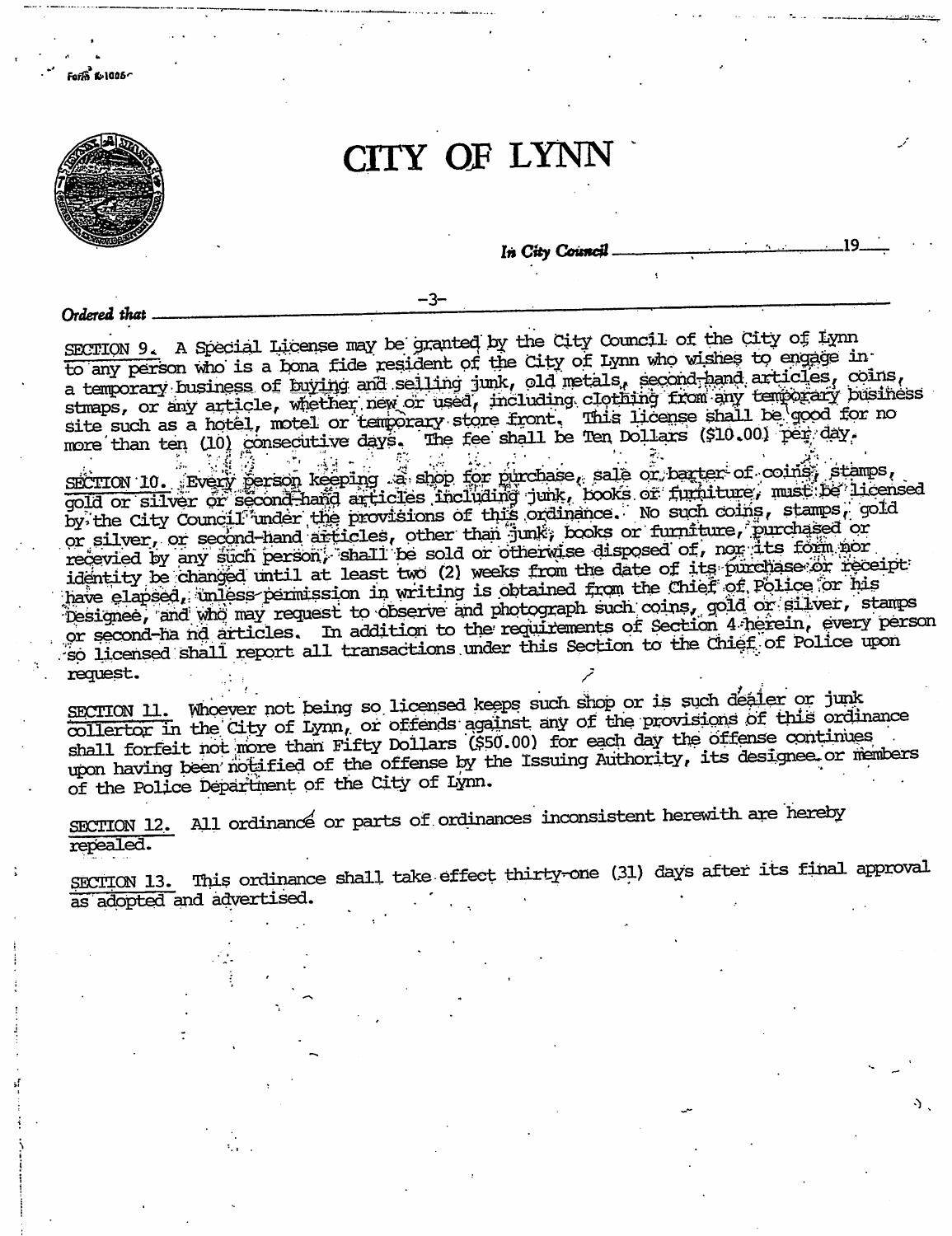Form 6-1005

# CITY OF LYNN

*In City Council* ______________________ 19___

-3-

*Ordered that* ______________________

SECTION 9. A Special License may be granted by the City Council of the City of Lynn to any person who is a bona fide resident of the City of Lynn who wishes to engage in a temporary business of buying and selling junk, old metals, second-hand articles, coins, stmaps, or any article, whether new or used, including clothing from any temporary business site such as a hotel, motel or temporary store front. This license shall be good for no more than ten (10) consecutive days. The fee shall be Ten Dollars ($10.00) per day.

SECTION 10. Every person keeping a shop for purchase, sale or barter of coins, stamps, gold or silver or second-hand articles including junk, books or furniture, must be licensed by the City Council under the provisions of this ordinance. No such coins, stamps, gold or silver, or second-hand articles, other than junk, books or furniture, purchased or recevied by any such person, shall be sold or otherwise disposed of, nor its form nor identity be changed until at least two (2) weeks from the date of its purchase or receipt have elapsed, unless permission in writing is obtained from the Chief of Police or his Designee, and who may request to observe and photograph such coins, gold or silver, stamps or second-ha nd articles. In addition to the requirements of Section 4 herein, every person so licensed shall report all transactions under this Section to the Chief of Police upon request.

SECTION 11. Whoever not being so licensed keeps such shop or is such dealer or junk collertor in the City of Lynn, or offends against any of the provisions of this ordinance shall forfeit not more than Fifty Dollars ($50.00) for each day the offense continues upon having been notified of the offense by the Issuing Authority, its designee or members of the Police Department of the City of Lynn.

SECTION 12. All ordinance or parts of ordinances inconsistent herewith are hereby repealed.

SECTION 13. This ordinance shall take effect thirty-one (31) days after its final approval as adopted and advertised.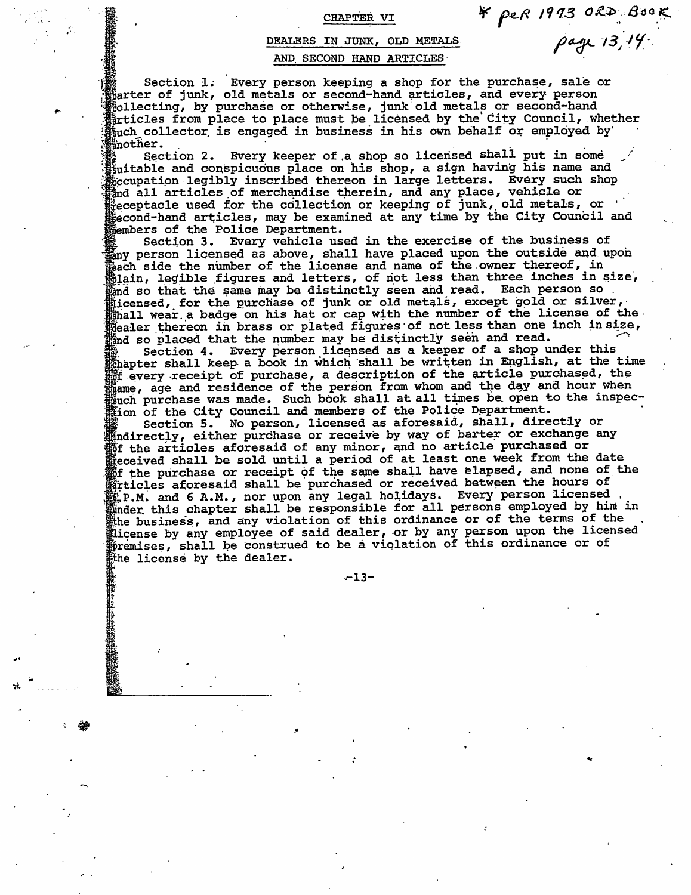\* per 1973 ORD. BOOK page 13, 14

## CHAPTER VI

### DEALERS IN JUNK, OLD METALS AND SECOND HAND ARTICLES

Section 1. Every person keeping a shop for the purchase, sale or barter of junk, old metals or second-hand articles, and every person collecting, by purchase or otherwise, junk old metals or second-hand articles from place to place must be licensed by the City Council, whether such collector is engaged in business in his own behalf or employed by another.

Section 2. Every keeper of a shop so licensed shall put in some suitable and conspicuous place on his shop, a sign having his name and occupation legibly inscribed thereon in large letters. Every such shop and all articles of merchandise therein, and any place, vehicle or receptacle used for the collection or keeping of junk, old metals, or second-hand articles, may be examined at any time by the City Council and members of the Police Department.

Section 3. Every vehicle used in the exercise of the business of any person licensed as above, shall have placed upon the outside and upon each side the number of the license and name of the owner thereof, in plain, legible figures and letters, of not less than three inches in size, and so that the same may be distinctly seen and read. Each person so licensed, for the purchase of junk or old metals, except gold or silver, shall wear a badge on his hat or cap with the number of the license of the dealer thereon in brass or plated figures of not less than one inch in size, and so placed that the number may be distinctly seen and read.

Section 4. Every person licensed as a keeper of a shop under this chapter shall keep a book in which shall be written in English, at the time of every receipt of purchase, a description of the article purchased, the name, age and residence of the person from whom and the day and hour when such purchase was made. Such book shall at all times be open to the inspection of the City Council and members of the Police Department.

Section 5. No person, licensed as aforesaid, shall, directly or indirectly, either purchase or receive by way of barter or exchange any of the articles aforesaid of any minor, and no article purchased or received shall be sold until a period of at least one week from the date of the purchase or receipt of the same shall have elapsed, and none of the articles aforesaid shall be purchased or received between the hours of 6 P.M. and 6 A.M., nor upon any legal holidays. Every person licensed under this chapter shall be responsible for all persons employed by him in the business, and any violation of this ordinance or of the terms of the license by any employee of said dealer, or by any person upon the licensed premises, shall be construed to be a violation of this ordinance or of the license by the dealer.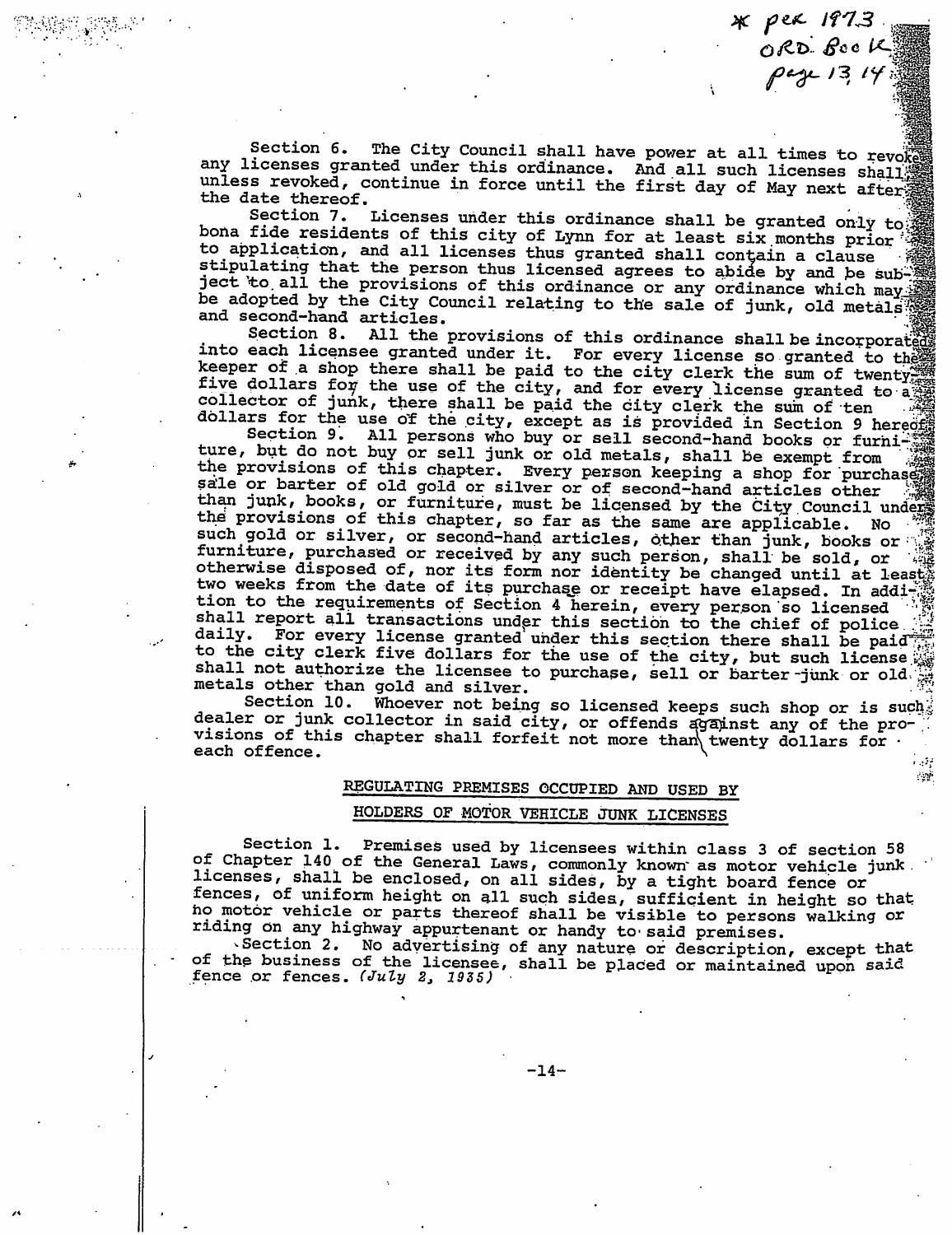* per 1973 ORD. Book page 13, 14

Section 6. The City Council shall have power at all times to revoke any licenses granted under this ordinance. And all such licenses shall, unless revoked, continue in force until the first day of May next after the date thereof.

Section 7. Licenses under this ordinance shall be granted only to bona fide residents of this city of Lynn for at least six months prior to application, and all licenses thus granted shall contain a clause stipulating that the person thus licensed agrees to abide by and be subject to all the provisions of this ordinance or any ordinance which may be adopted by the City Council relating to the sale of junk, old metals and second-hand articles.

Section 8. All the provisions of this ordinance shall be incorporated into each licensee granted under it. For every license so granted to the keeper of a shop there shall be paid to the city clerk the sum of twenty-five dollars for the use of the city, and for every license granted to a collector of junk, there shall be paid the city clerk the sum of ten dollars for the use of the city, except as is provided in Section 9 hereof.

Section 9. All persons who buy or sell second-hand books or furniture, but do not buy or sell junk or old metals, shall be exempt from the provisions of this chapter. Every person keeping a shop for purchase, sale or barter of old gold or silver or of second-hand articles other than junk, books, or furniture, must be licensed by the City Council under the provisions of this chapter, so far as the same are applicable. No such gold or silver, or second-hand articles, other than junk, books or furniture, purchased or received by any such person, shall be sold, or otherwise disposed of, nor its form nor identity be changed until at least two weeks from the date of its purchase or receipt have elapsed. In addition to the requirements of Section 4 herein, every person so licensed shall report all transactions under this section to the chief of police daily. For every license granted under this section there shall be paid to the city clerk five dollars for the use of the city, but such license shall not authorize the licensee to purchase, sell or barter junk or old metals other than gold and silver.

Section 10. Whoever not being so licensed keeps such shop or is such dealer or junk collector in said city, or offends against any of the provisions of this chapter shall forfeit not more than twenty dollars for each offence.

## REGULATING PREMISES OCCUPIED AND USED BY HOLDERS OF MOTOR VEHICLE JUNK LICENSES

Section 1. Premises used by licensees within class 3 of section 58 of Chapter 140 of the General Laws, commonly known as motor vehicle junk licenses, shall be enclosed, on all sides, by a tight board fence or fences, of uniform height on all such sides, sufficient in height so that no motor vehicle or parts thereof shall be visible to persons walking or riding on any highway appurtenant or handy to said premises.

Section 2. No advertising of any nature or description, except that of the business of the licensee, shall be placed or maintained upon said fence or fences. *(July 2, 1935)*